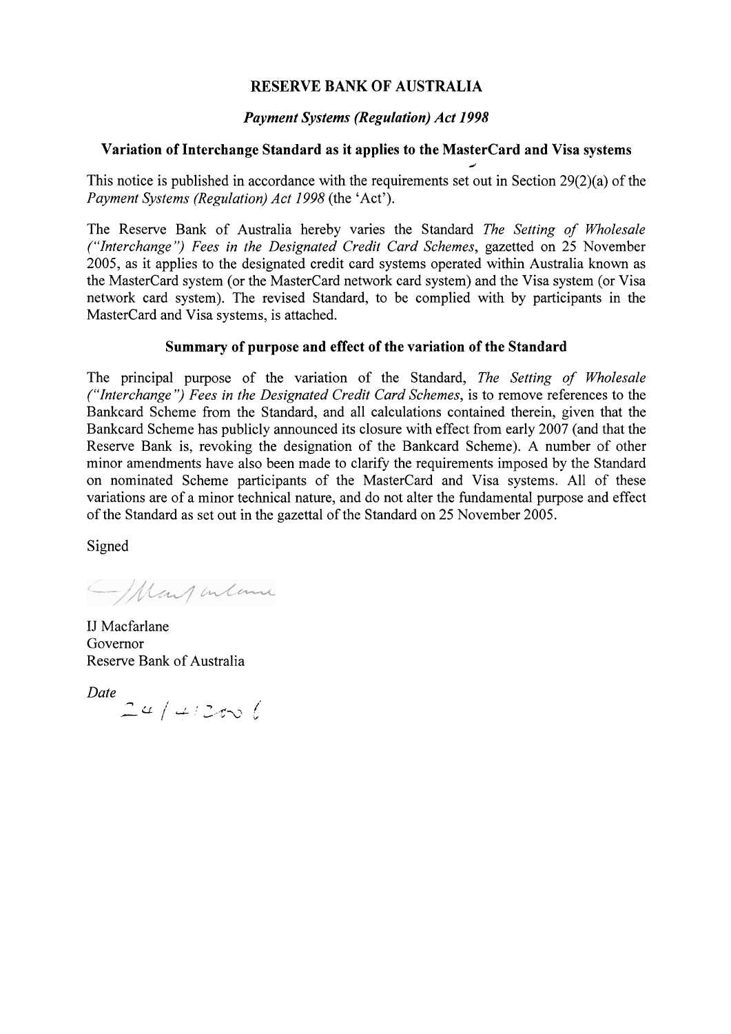# RESERVE BANK OF AUSTRALIA

## *Payment Systems (Regulation) Act 1998*

### Variation of Interchange Standard as it applies to the MasterCard and Visa systems

This notice is published in accordance with the requirements set out in Section 29(2)(a) of the *Payment Systems (Regulation) Act 1998* (the 'Act').

The Reserve Bank of Australia hereby varies the Standard *The Setting of Wholesale ("Interchange") Fees in the Designated Credit Card Schemes*, gazetted on 25 November 2005, as it applies to the designated credit card systems operated within Australia known as the MasterCard system (or the MasterCard network card system) and the Visa system (or Visa network card system). The revised Standard, to be complied with by participants in the MasterCard and Visa systems, is attached.

### Summary of purpose and effect of the variation of the Standard

The principal purpose of the variation of the Standard, *The Setting of Wholesale ("Interchange") Fees in the Designated Credit Card Schemes*, is to remove references to the Bankcard Scheme from the Standard, and all calculations contained therein, given that the Bankcard Scheme has publicly announced its closure with effect from early 2007 (and that the Reserve Bank is, revoking the designation of the Bankcard Scheme). A number of other minor amendments have also been made to clarify the requirements imposed by the Standard on nominated Scheme participants of the MasterCard and Visa systems. All of these variations are of a minor technical nature, and do not alter the fundamental purpose and effect of the Standard as set out in the gazettal of the Standard on 25 November 2005.

Signed

IJ Macfarlane
Governor
Reserve Bank of Australia

*Date*
24/4/2006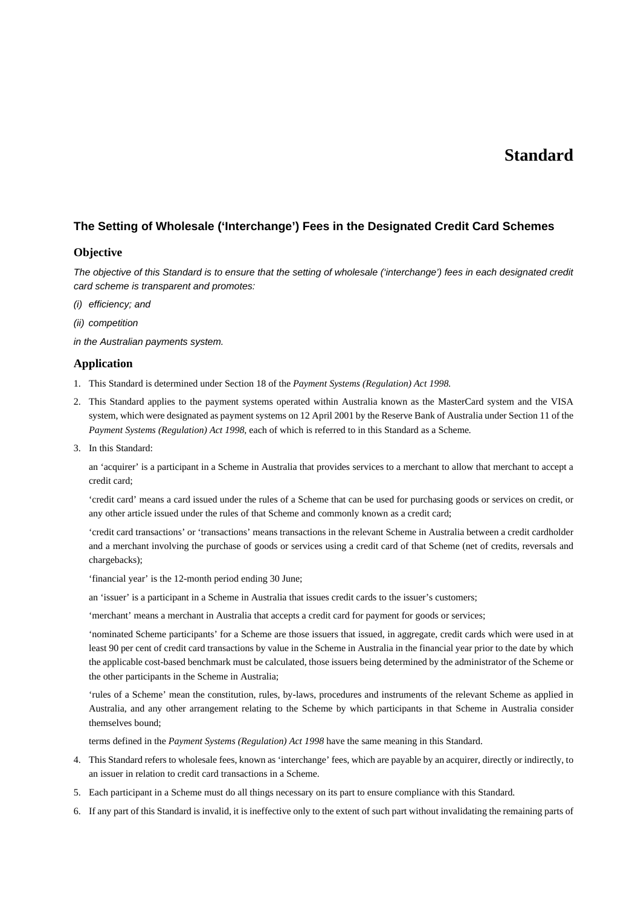# Standard

## The Setting of Wholesale ('Interchange') Fees in the Designated Credit Card Schemes

### Objective

*The objective of this Standard is to ensure that the setting of wholesale ('interchange') fees in each designated credit card scheme is transparent and promotes:*

*(i) efficiency; and*

*(ii) competition*

*in the Australian payments system.*

### Application

1. This Standard is determined under Section 18 of the *Payment Systems (Regulation) Act 1998.*

2. This Standard applies to the payment systems operated within Australia known as the MasterCard system and the VISA system, which were designated as payment systems on 12 April 2001 by the Reserve Bank of Australia under Section 11 of the *Payment Systems (Regulation) Act 1998*, each of which is referred to in this Standard as a Scheme.

3. In this Standard:

   an 'acquirer' is a participant in a Scheme in Australia that provides services to a merchant to allow that merchant to accept a credit card;

   'credit card' means a card issued under the rules of a Scheme that can be used for purchasing goods or services on credit, or any other article issued under the rules of that Scheme and commonly known as a credit card;

   'credit card transactions' or 'transactions' means transactions in the relevant Scheme in Australia between a credit cardholder and a merchant involving the purchase of goods or services using a credit card of that Scheme (net of credits, reversals and chargebacks);

   'financial year' is the 12-month period ending 30 June;

   an 'issuer' is a participant in a Scheme in Australia that issues credit cards to the issuer's customers;

   'merchant' means a merchant in Australia that accepts a credit card for payment for goods or services;

   'nominated Scheme participants' for a Scheme are those issuers that issued, in aggregate, credit cards which were used in at least 90 per cent of credit card transactions by value in the Scheme in Australia in the financial year prior to the date by which the applicable cost-based benchmark must be calculated, those issuers being determined by the administrator of the Scheme or the other participants in the Scheme in Australia;

   'rules of a Scheme' mean the constitution, rules, by-laws, procedures and instruments of the relevant Scheme as applied in Australia, and any other arrangement relating to the Scheme by which participants in that Scheme in Australia consider themselves bound;

   terms defined in the *Payment Systems (Regulation) Act 1998* have the same meaning in this Standard.

4. This Standard refers to wholesale fees, known as 'interchange' fees, which are payable by an acquirer, directly or indirectly, to an issuer in relation to credit card transactions in a Scheme.

5. Each participant in a Scheme must do all things necessary on its part to ensure compliance with this Standard.

6. If any part of this Standard is invalid, it is ineffective only to the extent of such part without invalidating the remaining parts of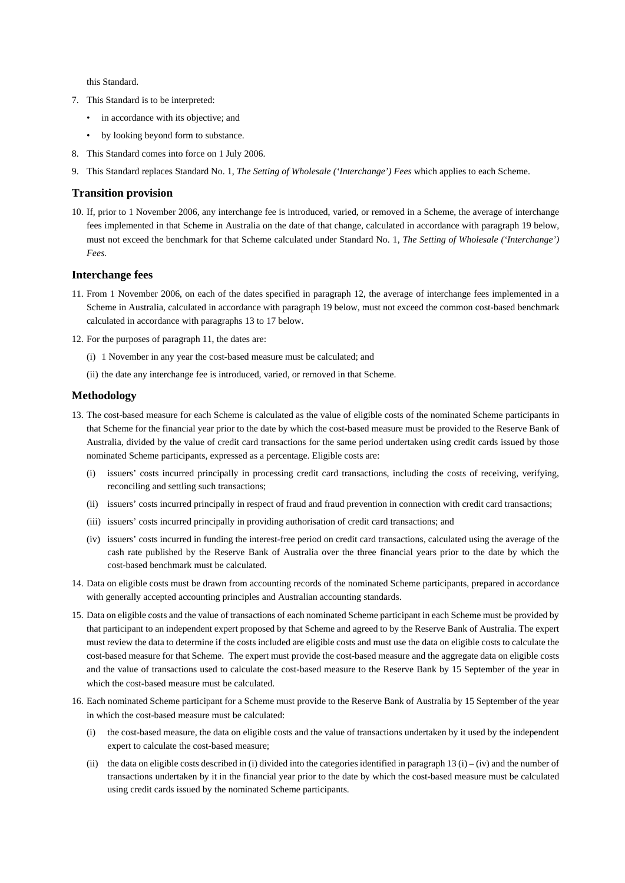this Standard.

7. This Standard is to be interpreted:
   - in accordance with its objective; and
   - by looking beyond form to substance.
8. This Standard comes into force on 1 July 2006.
9. This Standard replaces Standard No. 1, *The Setting of Wholesale ('Interchange') Fees* which applies to each Scheme.

## Transition provision

10. If, prior to 1 November 2006, any interchange fee is introduced, varied, or removed in a Scheme, the average of interchange fees implemented in that Scheme in Australia on the date of that change, calculated in accordance with paragraph 19 below, must not exceed the benchmark for that Scheme calculated under Standard No. 1, *The Setting of Wholesale ('Interchange') Fees.*

## Interchange fees

11. From 1 November 2006, on each of the dates specified in paragraph 12, the average of interchange fees implemented in a Scheme in Australia, calculated in accordance with paragraph 19 below, must not exceed the common cost-based benchmark calculated in accordance with paragraphs 13 to 17 below.
12. For the purposes of paragraph 11, the dates are:
    (i) 1 November in any year the cost-based measure must be calculated; and
    (ii) the date any interchange fee is introduced, varied, or removed in that Scheme.

## Methodology

13. The cost-based measure for each Scheme is calculated as the value of eligible costs of the nominated Scheme participants in that Scheme for the financial year prior to the date by which the cost-based measure must be provided to the Reserve Bank of Australia, divided by the value of credit card transactions for the same period undertaken using credit cards issued by those nominated Scheme participants, expressed as a percentage. Eligible costs are:
    (i) issuers' costs incurred principally in processing credit card transactions, including the costs of receiving, verifying, reconciling and settling such transactions;
    (ii) issuers' costs incurred principally in respect of fraud and fraud prevention in connection with credit card transactions;
    (iii) issuers' costs incurred principally in providing authorisation of credit card transactions; and
    (iv) issuers' costs incurred in funding the interest-free period on credit card transactions, calculated using the average of the cash rate published by the Reserve Bank of Australia over the three financial years prior to the date by which the cost-based benchmark must be calculated.
14. Data on eligible costs must be drawn from accounting records of the nominated Scheme participants, prepared in accordance with generally accepted accounting principles and Australian accounting standards.
15. Data on eligible costs and the value of transactions of each nominated Scheme participant in each Scheme must be provided by that participant to an independent expert proposed by that Scheme and agreed to by the Reserve Bank of Australia. The expert must review the data to determine if the costs included are eligible costs and must use the data on eligible costs to calculate the cost-based measure for that Scheme. The expert must provide the cost-based measure and the aggregate data on eligible costs and the value of transactions used to calculate the cost-based measure to the Reserve Bank by 15 September of the year in which the cost-based measure must be calculated.
16. Each nominated Scheme participant for a Scheme must provide to the Reserve Bank of Australia by 15 September of the year in which the cost-based measure must be calculated:
    (i) the cost-based measure, the data on eligible costs and the value of transactions undertaken by it used by the independent expert to calculate the cost-based measure;
    (ii) the data on eligible costs described in (i) divided into the categories identified in paragraph 13 (i) – (iv) and the number of transactions undertaken by it in the financial year prior to the date by which the cost-based measure must be calculated using credit cards issued by the nominated Scheme participants.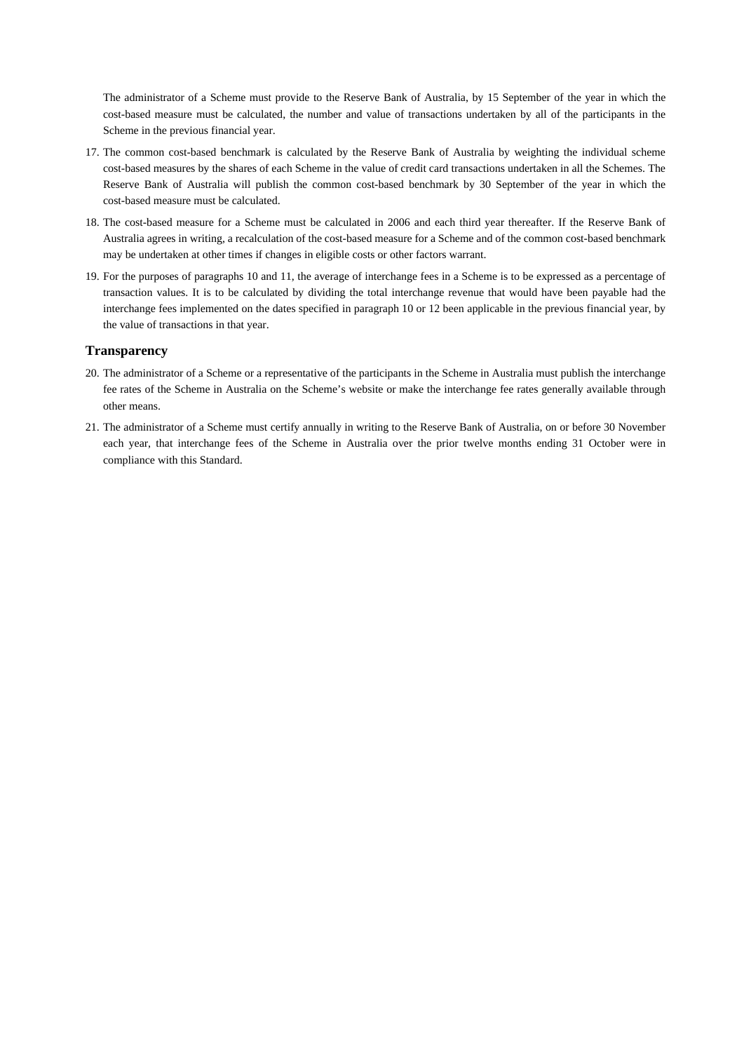The administrator of a Scheme must provide to the Reserve Bank of Australia, by 15 September of the year in which the cost-based measure must be calculated, the number and value of transactions undertaken by all of the participants in the Scheme in the previous financial year.

17. The common cost-based benchmark is calculated by the Reserve Bank of Australia by weighting the individual scheme cost-based measures by the shares of each Scheme in the value of credit card transactions undertaken in all the Schemes. The Reserve Bank of Australia will publish the common cost-based benchmark by 30 September of the year in which the cost-based measure must be calculated.

18. The cost-based measure for a Scheme must be calculated in 2006 and each third year thereafter. If the Reserve Bank of Australia agrees in writing, a recalculation of the cost-based measure for a Scheme and of the common cost-based benchmark may be undertaken at other times if changes in eligible costs or other factors warrant.

19. For the purposes of paragraphs 10 and 11, the average of interchange fees in a Scheme is to be expressed as a percentage of transaction values. It is to be calculated by dividing the total interchange revenue that would have been payable had the interchange fees implemented on the dates specified in paragraph 10 or 12 been applicable in the previous financial year, by the value of transactions in that year.

### Transparency

20. The administrator of a Scheme or a representative of the participants in the Scheme in Australia must publish the interchange fee rates of the Scheme in Australia on the Scheme's website or make the interchange fee rates generally available through other means.

21. The administrator of a Scheme must certify annually in writing to the Reserve Bank of Australia, on or before 30 November each year, that interchange fees of the Scheme in Australia over the prior twelve months ending 31 October were in compliance with this Standard.